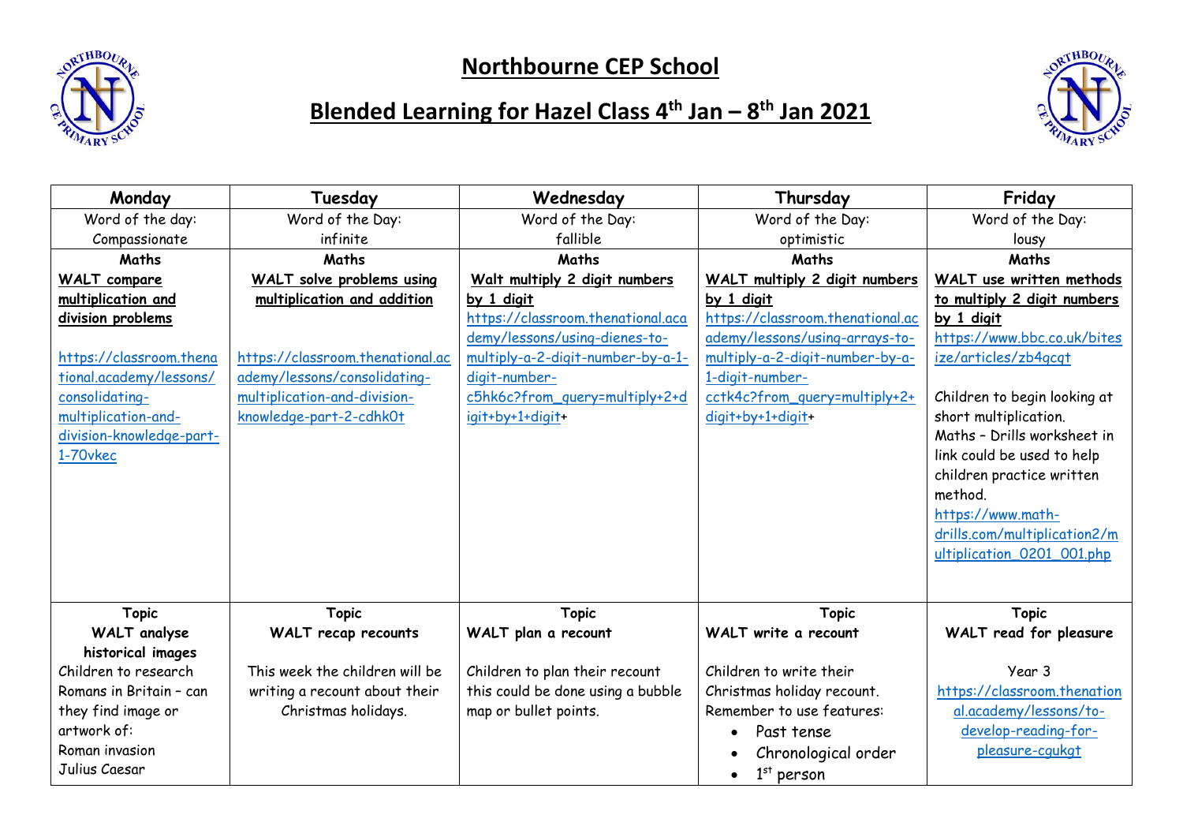# Northbourne CEP School

## Blended Learning for Hazel Class 4th Jan – 8th Jan 2021

| Monday | Tuesday | Wednesday | Thursday | Friday |
|---|---|---|---|---|
| Word of the day: Compassionate | Word of the Day: infinite | Word of the Day: fallible | Word of the Day: optimistic | Word of the Day: lousy |
| **Maths** **WALT compare multiplication and division problems** https://classroom.thenational.academy/lessons/consolidating-multiplication-and-division-knowledge-part-1-70vkec | **Maths** **WALT solve problems using multiplication and addition** https://classroom.thenational.academy/lessons/consolidating-multiplication-and-division-knowledge-part-2-cdhk0t | **Maths** **Walt multiply 2 digit numbers by 1 digit** https://classroom.thenational.academy/lessons/using-dienes-to-multiply-a-2-digit-number-by-a-1-digit-number-c5hk6c?from_query=multiply+2+digit+by+1+digit+ | **Maths** **WALT multiply 2 digit numbers by 1 digit** https://classroom.thenational.academy/lessons/using-arrays-to-multiply-a-2-digit-number-by-a-1-digit-number-cctk4c?from_query=multiply+2+digit+by+1+digit+ | **Maths** **WALT use written methods to multiply 2 digit numbers by 1 digit** https://www.bbc.co.uk/bitesize/articles/zb4gcgt Children to begin looking at short multiplication. Maths – Drills worksheet in link could be used to help children practice written method. https://www.math-drills.com/multiplication2/multiplication_0201_001.php |
| **Topic** **WALT analyse historical images** Children to research Romans in Britain – can they find image or artwork of: Roman invasion Julius Caesar | **Topic** **WALT recap recounts** This week the children will be writing a recount about their Christmas holidays. | **Topic** **WALT plan a recount** Children to plan their recount this could be done using a bubble map or bullet points. | **Topic** **WALT write a recount** Children to write their Christmas holiday recount. Remember to use features: • Past tense • Chronological order • 1st person | **Topic** **WALT read for pleasure** Year 3 https://classroom.thenational.academy/lessons/to-develop-reading-for-pleasure-cgukgt |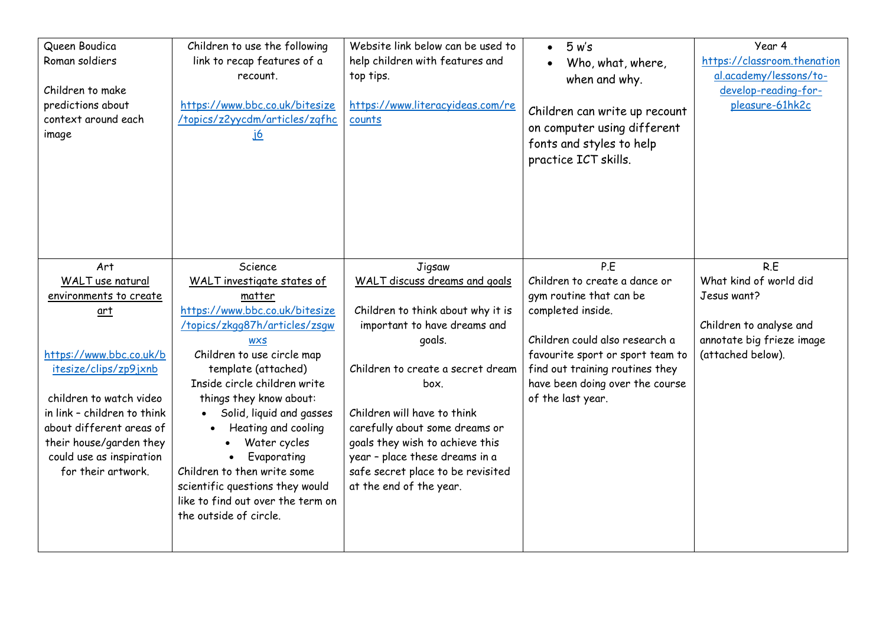| Queen Boudica<br>Roman soldiers<br><br>Children to make predictions about context around each image | Children to use the following link to recap features of a recount.<br><br>https://www.bbc.co.uk/bitesize/topics/z2yycdm/articles/zqfhcj6 | Website link below can be used to help children with features and top tips.<br><br>https://www.literacyideas.com/recounts | • 5 w's<br>• Who, what, where, when and why.<br><br>Children can write up recount on computer using different fonts and styles to help practice ICT skills. | Year 4<br>https://classroom.thenational.academy/lessons/to-develop-reading-for-pleasure-61hk2c |
|---|---|---|---|---|
| Art<br>WALT use natural environments to create art<br><br>https://www.bbc.co.uk/bitesize/clips/zp9jxnb<br><br>children to watch video in link – children to think about different areas of their house/garden they could use as inspiration for their artwork. | Science<br>WALT investigate states of matter<br>https://www.bbc.co.uk/bitesize/topics/zkgg87h/articles/zsgwwxs<br>Children to use circle map template (attached)<br>Inside circle children write things they know about:<br>• Solid, liquid and gasses<br>• Heating and cooling<br>• Water cycles<br>• Evaporating<br>Children to then write some scientific questions they would like to find out over the term on the outside of circle. | Jigsaw<br>WALT discuss dreams and goals<br><br>Children to think about why it is important to have dreams and goals.<br><br>Children to create a secret dream box.<br><br>Children will have to think carefully about some dreams or goals they wish to achieve this year – place these dreams in a safe secret place to be revisited at the end of the year. | P.E<br>Children to create a dance or gym routine that can be completed inside.<br><br>Children could also research a favourite sport or sport team to find out training routines they have been doing over the course of the last year. | R.E<br>What kind of world did Jesus want?<br><br>Children to analyse and annotate big frieze image (attached below). |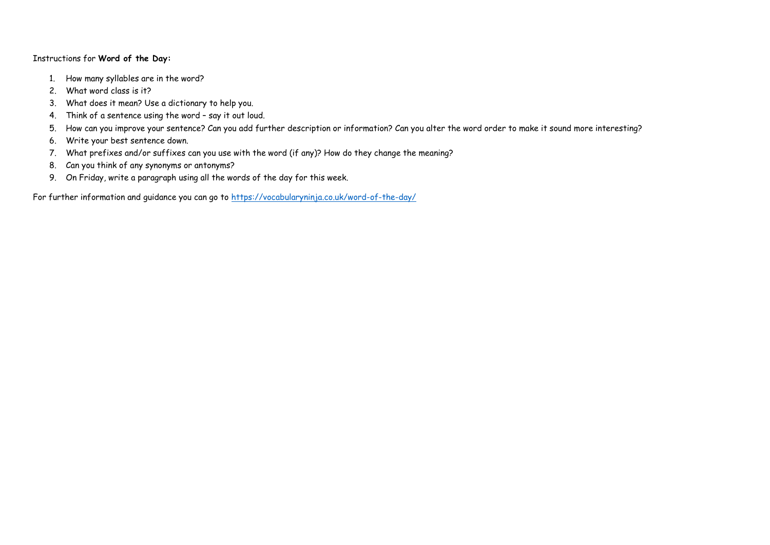Instructions for **Word of the Day:**

1. How many syllables are in the word?
2. What word class is it?
3. What does it mean? Use a dictionary to help you.
4. Think of a sentence using the word – say it out loud.
5. How can you improve your sentence? Can you add further description or information? Can you alter the word order to make it sound more interesting?
6. Write your best sentence down.
7. What prefixes and/or suffixes can you use with the word (if any)? How do they change the meaning?
8. Can you think of any synonyms or antonyms?
9. On Friday, write a paragraph using all the words of the day for this week.

For further information and guidance you can go to [https://vocabularyninja.co.uk/word-of-the-day/](https://vocabularyninja.co.uk/word-of-the-day/)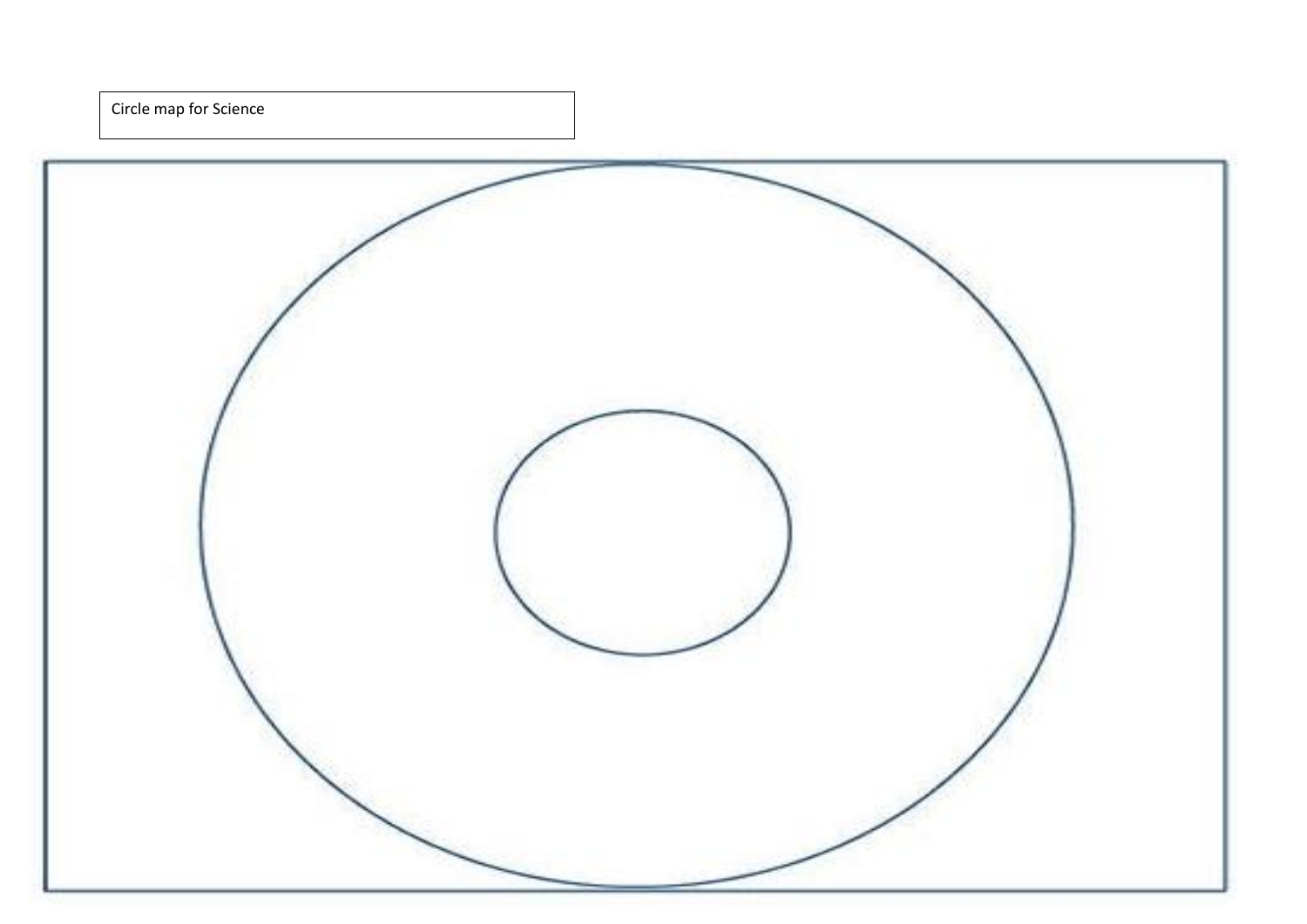Circle map for Science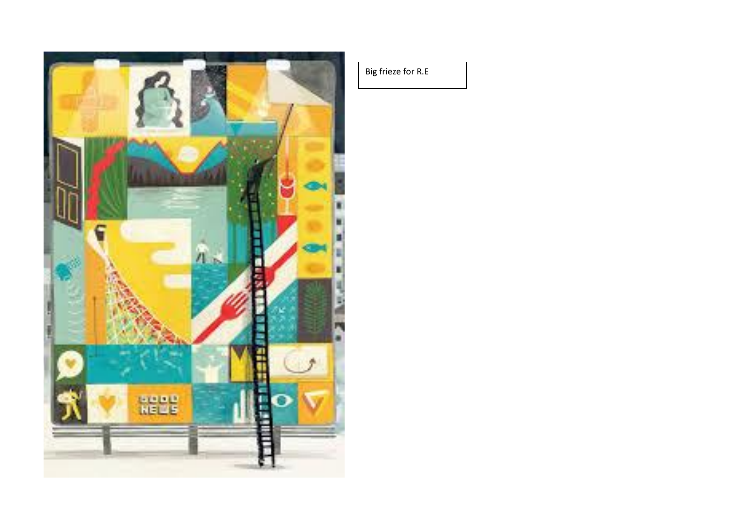Big frieze for R.E